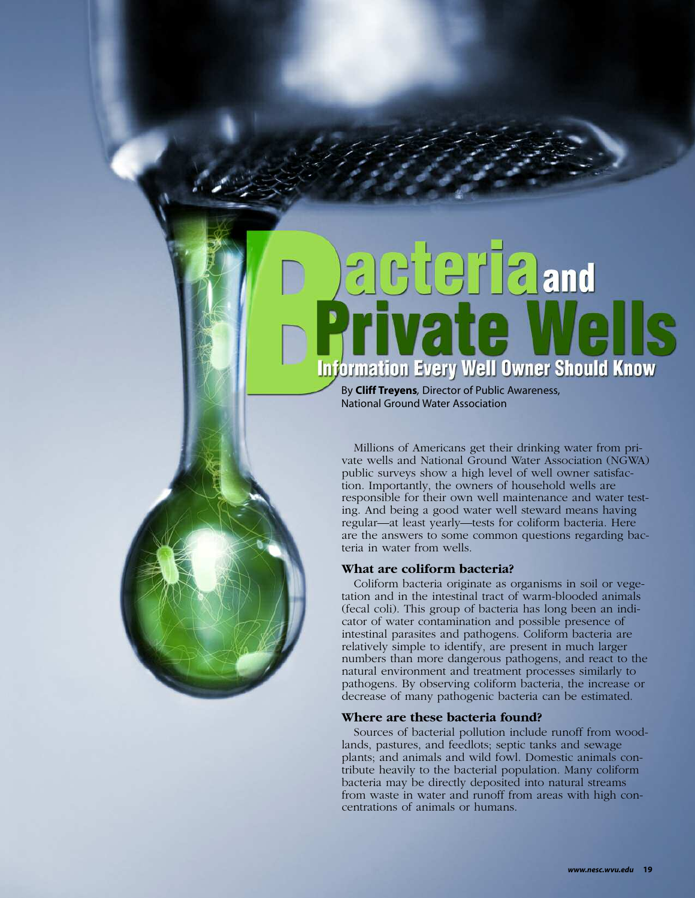# Bacteria and Private Wells

## Information Every Well Owner Should Know

By **Cliff Treyens**, Director of Public Awareness, National Ground Water Association

Millions of Americans get their drinking water from private wells and National Ground Water Association (NGWA) public surveys show a high level of well owner satisfaction. Importantly, the owners of household wells are responsible for their own well maintenance and water testing. And being a good water well steward means having regular—at least yearly—tests for coliform bacteria. Here are the answers to some common questions regarding bacteria in water from wells.

### What are coliform bacteria?

Coliform bacteria originate as organisms in soil or vegetation and in the intestinal tract of warm-blooded animals (fecal coli). This group of bacteria has long been an indicator of water contamination and possible presence of intestinal parasites and pathogens. Coliform bacteria are relatively simple to identify, are present in much larger numbers than more dangerous pathogens, and react to the natural environment and treatment processes similarly to pathogens. By observing coliform bacteria, the increase or decrease of many pathogenic bacteria can be estimated.

### Where are these bacteria found?

Sources of bacterial pollution include runoff from woodlands, pastures, and feedlots; septic tanks and sewage plants; and animals and wild fowl. Domestic animals contribute heavily to the bacterial population. Many coliform bacteria may be directly deposited into natural streams from waste in water and runoff from areas with high concentrations of animals or humans.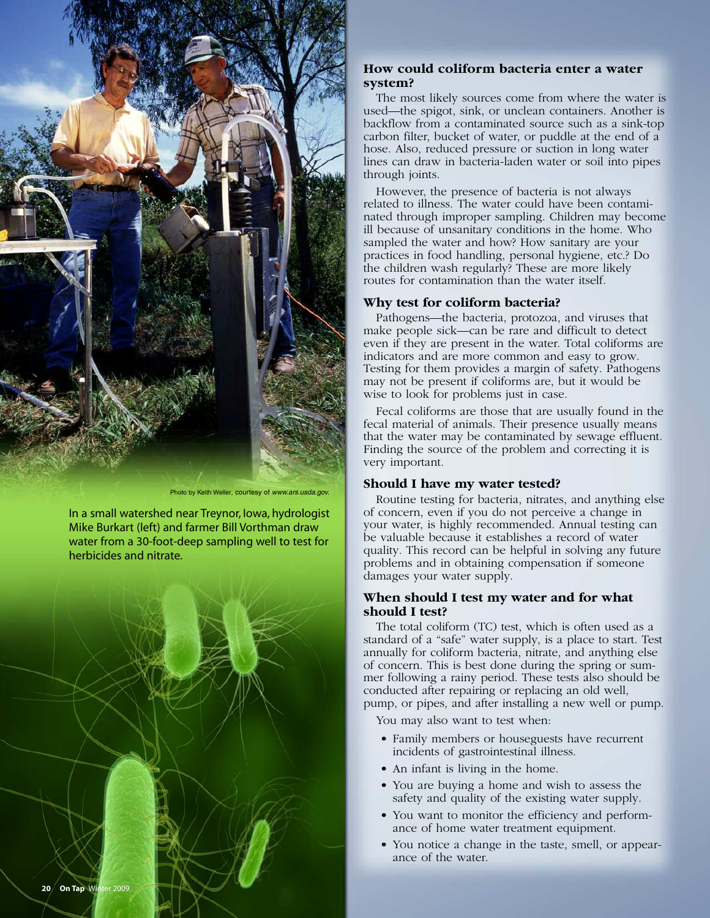Photo by Keith Weller, courtesy of *www.ars.usda.gov.*

In a small watershed near Treynor, Iowa, hydrologist Mike Burkart (left) and farmer Bill Vorthman draw water from a 30-foot-deep sampling well to test for herbicides and nitrate.

### How could coliform bacteria enter a water system?

The most likely sources come from where the water is used—the spigot, sink, or unclean containers. Another is backflow from a contaminated source such as a sink-top carbon filter, bucket of water, or puddle at the end of a hose. Also, reduced pressure or suction in long water lines can draw in bacteria-laden water or soil into pipes through joints.

However, the presence of bacteria is not always related to illness. The water could have been contaminated through improper sampling. Children may become ill because of unsanitary conditions in the home. Who sampled the water and how? How sanitary are your practices in food handling, personal hygiene, etc.? Do the children wash regularly? These are more likely routes for contamination than the water itself.

### Why test for coliform bacteria?

Pathogens—the bacteria, protozoa, and viruses that make people sick—can be rare and difficult to detect even if they are present in the water. Total coliforms are indicators and are more common and easy to grow. Testing for them provides a margin of safety. Pathogens may not be present if coliforms are, but it would be wise to look for problems just in case.

Fecal coliforms are those that are usually found in the fecal material of animals. Their presence usually means that the water may be contaminated by sewage effluent. Finding the source of the problem and correcting it is very important.

### Should I have my water tested?

Routine testing for bacteria, nitrates, and anything else of concern, even if you do not perceive a change in your water, is highly recommended. Annual testing can be valuable because it establishes a record of water quality. This record can be helpful in solving any future problems and in obtaining compensation if someone damages your water supply.

### When should I test my water and for what should I test?

The total coliform (TC) test, which is often used as a standard of a "safe" water supply, is a place to start. Test annually for coliform bacteria, nitrate, and anything else of concern. This is best done during the spring or summer following a rainy period. These tests also should be conducted after repairing or replacing an old well, pump, or pipes, and after installing a new well or pump.

You may also want to test when:

- Family members or houseguests have recurrent incidents of gastrointestinal illness.
- An infant is living in the home.
- You are buying a home and wish to assess the safety and quality of the existing water supply.
- You want to monitor the efficiency and performance of home water treatment equipment.
- You notice a change in the taste, smell, or appearance of the water.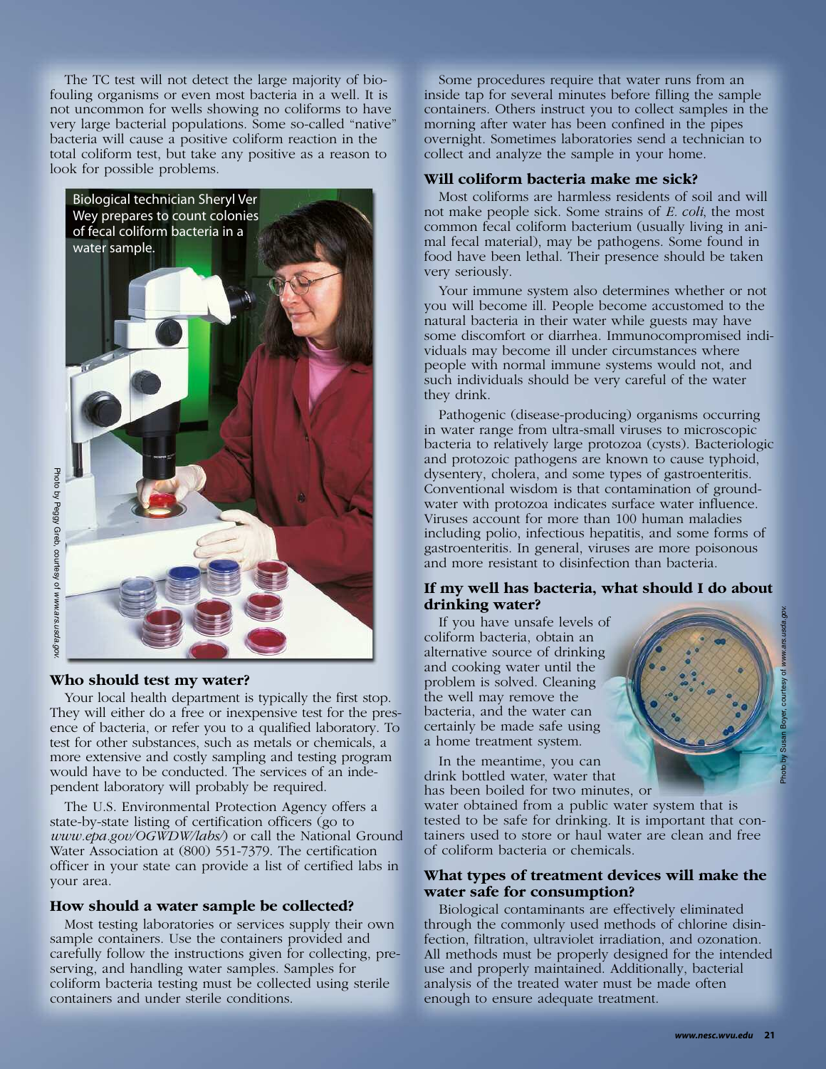The TC test will not detect the large majority of biofouling organisms or even most bacteria in a well. It is not uncommon for wells showing no coliforms to have very large bacterial populations. Some so-called "native" bacteria will cause a positive coliform reaction in the total coliform test, but take any positive as a reason to look for possible problems.

Biological technician Sheryl Ver Wey prepares to count colonies of fecal coliform bacteria in a water sample.

Photo by Peggy Greb, courtesy of *www.ars.usda.gov.*

## Who should test my water?

Your local health department is typically the first stop. They will either do a free or inexpensive test for the presence of bacteria, or refer you to a qualified laboratory. To test for other substances, such as metals or chemicals, a more extensive and costly sampling and testing program would have to be conducted. The services of an independent laboratory will probably be required.

The U.S. Environmental Protection Agency offers a state-by-state listing of certification officers (go to *www.epa.gov/OGWDW/labs/*) or call the National Ground Water Association at (800) 551-7379. The certification officer in your state can provide a list of certified labs in your area.

## How should a water sample be collected?

Most testing laboratories or services supply their own sample containers. Use the containers provided and carefully follow the instructions given for collecting, preserving, and handling water samples. Samples for coliform bacteria testing must be collected using sterile containers and under sterile conditions.

Some procedures require that water runs from an inside tap for several minutes before filling the sample containers. Others instruct you to collect samples in the morning after water has been confined in the pipes overnight. Sometimes laboratories send a technician to collect and analyze the sample in your home.

## Will coliform bacteria make me sick?

Most coliforms are harmless residents of soil and will not make people sick. Some strains of *E. coli*, the most common fecal coliform bacterium (usually living in animal fecal material), may be pathogens. Some found in food have been lethal. Their presence should be taken very seriously.

Your immune system also determines whether or not you will become ill. People become accustomed to the natural bacteria in their water while guests may have some discomfort or diarrhea. Immunocompromised individuals may become ill under circumstances where people with normal immune systems would not, and such individuals should be very careful of the water they drink.

Pathogenic (disease-producing) organisms occurring in water range from ultra-small viruses to microscopic bacteria to relatively large protozoa (cysts). Bacteriologic and protozoic pathogens are known to cause typhoid, dysentery, cholera, and some types of gastroenteritis. Conventional wisdom is that contamination of groundwater with protozoa indicates surface water influence. Viruses account for more than 100 human maladies including polio, infectious hepatitis, and some forms of gastroenteritis. In general, viruses are more poisonous and more resistant to disinfection than bacteria.

## If my well has bacteria, what should I do about drinking water?

If you have unsafe levels of coliform bacteria, obtain an alternative source of drinking and cooking water until the problem is solved. Cleaning the well may remove the bacteria, and the water can certainly be made safe using a home treatment system.

Photo by Susan Boyer, courtesy of *www.ars.usda.gov.*

In the meantime, you can drink bottled water, water that has been boiled for two minutes, or water obtained from a public water system that is tested to be safe for drinking. It is important that containers used to store or haul water are clean and free of coliform bacteria or chemicals.

## What types of treatment devices will make the water safe for consumption?

Biological contaminants are effectively eliminated through the commonly used methods of chlorine disinfection, filtration, ultraviolet irradiation, and ozonation. All methods must be properly designed for the intended use and properly maintained. Additionally, bacterial analysis of the treated water must be made often enough to ensure adequate treatment.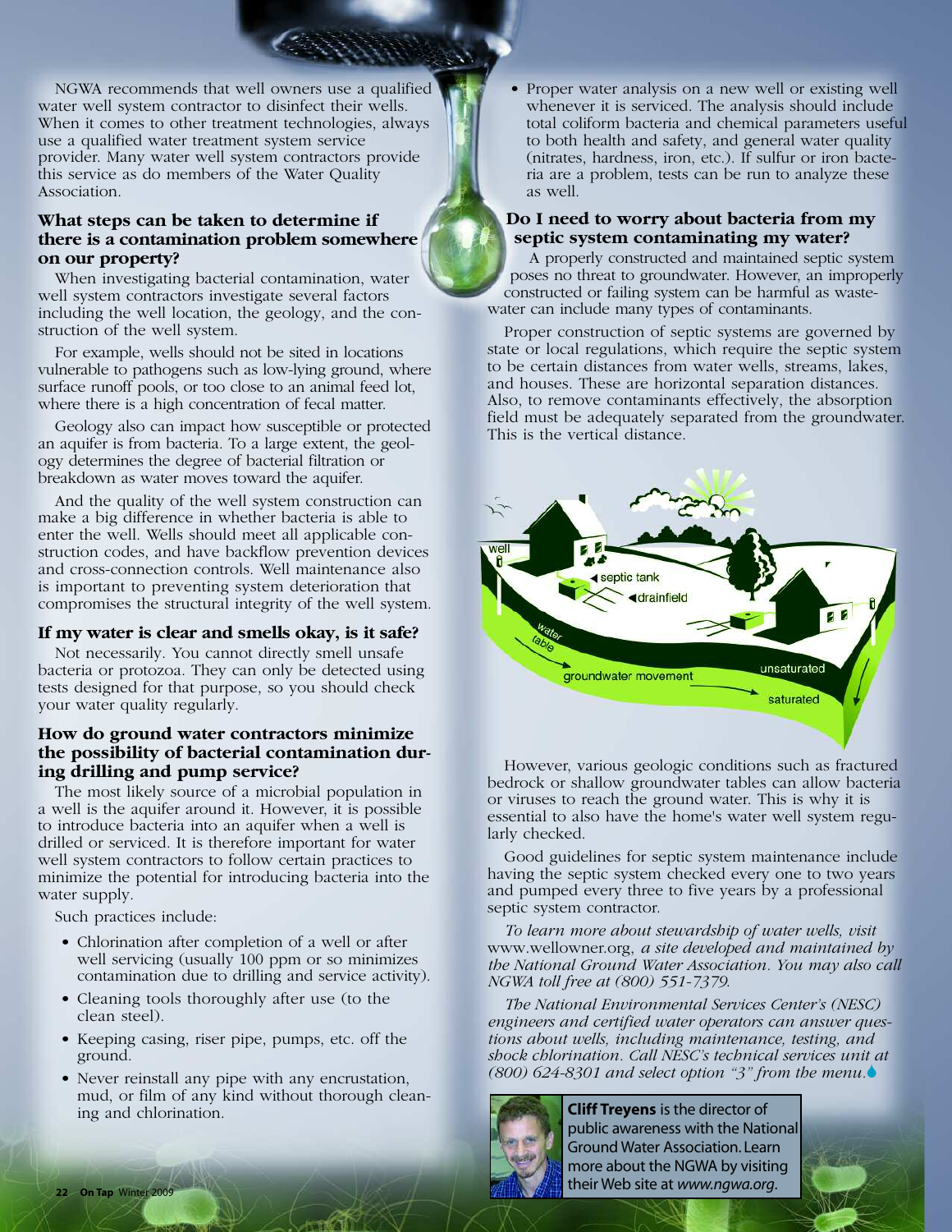NGWA recommends that well owners use a qualified water well system contractor to disinfect their wells. When it comes to other treatment technologies, always use a qualified water treatment system service provider. Many water well system contractors provide this service as do members of the Water Quality Association.

### What steps can be taken to determine if there is a contamination problem somewhere on our property?

When investigating bacterial contamination, water well system contractors investigate several factors including the well location, the geology, and the construction of the well system.

For example, wells should not be sited in locations vulnerable to pathogens such as low-lying ground, where surface runoff pools, or too close to an animal feed lot, where there is a high concentration of fecal matter.

Geology also can impact how susceptible or protected an aquifer is from bacteria. To a large extent, the geology determines the degree of bacterial filtration or breakdown as water moves toward the aquifer.

And the quality of the well system construction can make a big difference in whether bacteria is able to enter the well. Wells should meet all applicable construction codes, and have backflow prevention devices and cross-connection controls. Well maintenance also is important to preventing system deterioration that compromises the structural integrity of the well system.

### If my water is clear and smells okay, is it safe?

Not necessarily. You cannot directly smell unsafe bacteria or protozoa. They can only be detected using tests designed for that purpose, so you should check your water quality regularly.

### How do ground water contractors minimize the possibility of bacterial contamination during drilling and pump service?

The most likely source of a microbial population in a well is the aquifer around it. However, it is possible to introduce bacteria into an aquifer when a well is drilled or serviced. It is therefore important for water well system contractors to follow certain practices to minimize the potential for introducing bacteria into the water supply.

Such practices include:

- Chlorination after completion of a well or after well servicing (usually 100 ppm or so minimizes contamination due to drilling and service activity).
- Cleaning tools thoroughly after use (to the clean steel).
- Keeping casing, riser pipe, pumps, etc. off the ground.
- Never reinstall any pipe with any encrustation, mud, or film of any kind without thorough cleaning and chlorination.
- Proper water analysis on a new well or existing well whenever it is serviced. The analysis should include total coliform bacteria and chemical parameters useful to both health and safety, and general water quality (nitrates, hardness, iron, etc.). If sulfur or iron bacteria are a problem, tests can be run to analyze these as well.

### Do I need to worry about bacteria from my septic system contaminating my water?

A properly constructed and maintained septic system poses no threat to groundwater. However, an improperly constructed or failing system can be harmful as wastewater can include many types of contaminants.

Proper construction of septic systems are governed by state or local regulations, which require the septic system to be certain distances from water wells, streams, lakes, and houses. These are horizontal separation distances. Also, to remove contaminants effectively, the absorption field must be adequately separated from the groundwater. This is the vertical distance.

well
septic tank
drainfield
water table
groundwater movement
unsaturated
saturated

However, various geologic conditions such as fractured bedrock or shallow groundwater tables can allow bacteria or viruses to reach the ground water. This is why it is essential to also have the home's water well system regularly checked.

Good guidelines for septic system maintenance include having the septic system checked every one to two years and pumped every three to five years by a professional septic system contractor.

*To learn more about stewardship of water wells, visit* www.wellowner.org, *a site developed and maintained by the National Ground Water Association. You may also call NGWA toll free at (800) 551-7379.*

*The National Environmental Services Center's (NESC) engineers and certified water operators can answer questions about wells, including maintenance, testing, and shock chlorination. Call NESC's technical services unit at (800) 624-8301 and select option "3" from the menu.*

**Cliff Treyens** is the director of public awareness with the National Ground Water Association. Learn more about the NGWA by visiting their Web site at *www.ngwa.org*.